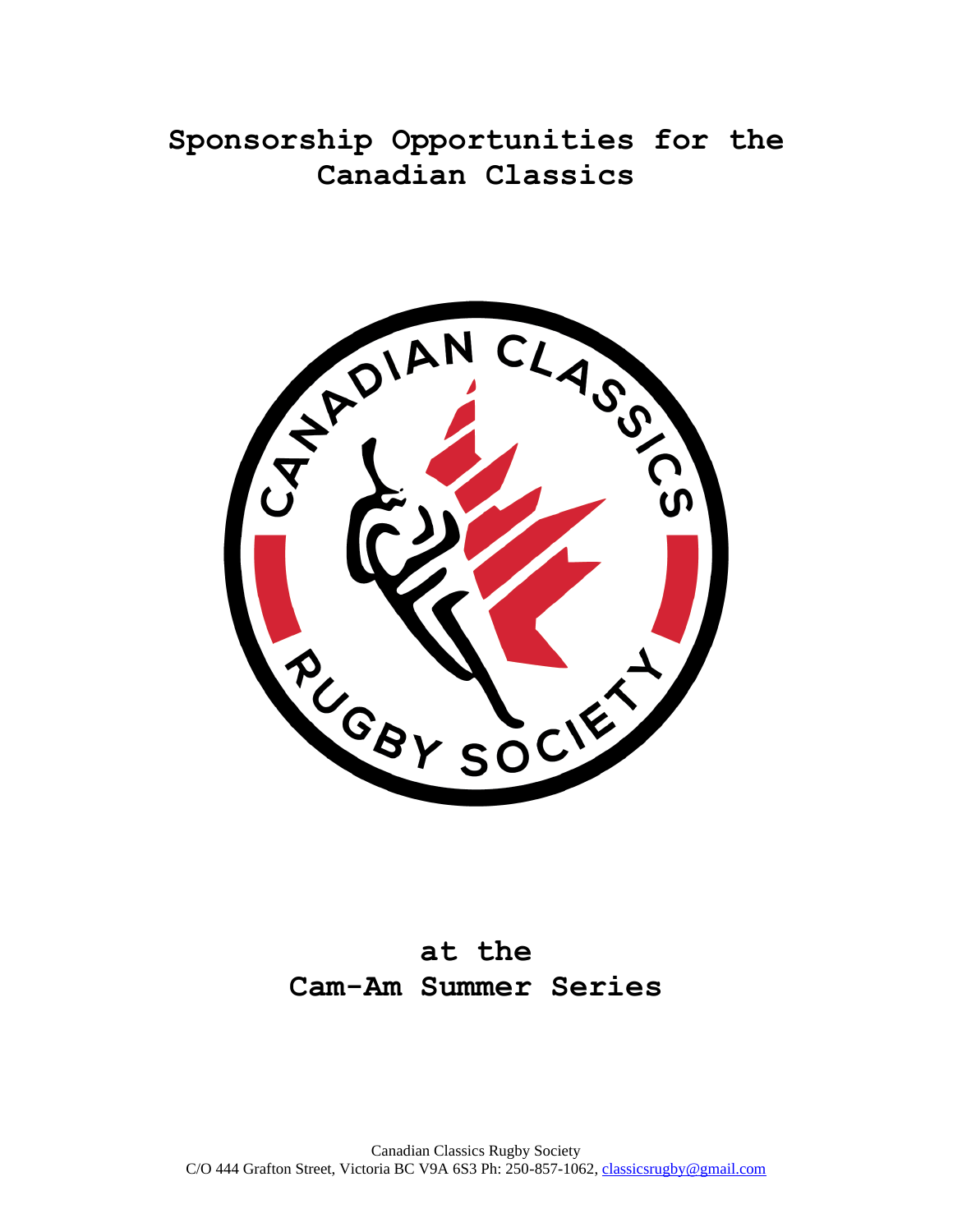# Sponsorship Opportunities for the Canadian Classics

## at the Cam-Am Summer Series

Canadian Classics Rugby Society
C/O 444 Grafton Street, Victoria BC V9A 6S3 Ph: 250-857-1062, classicsrugby@gmail.com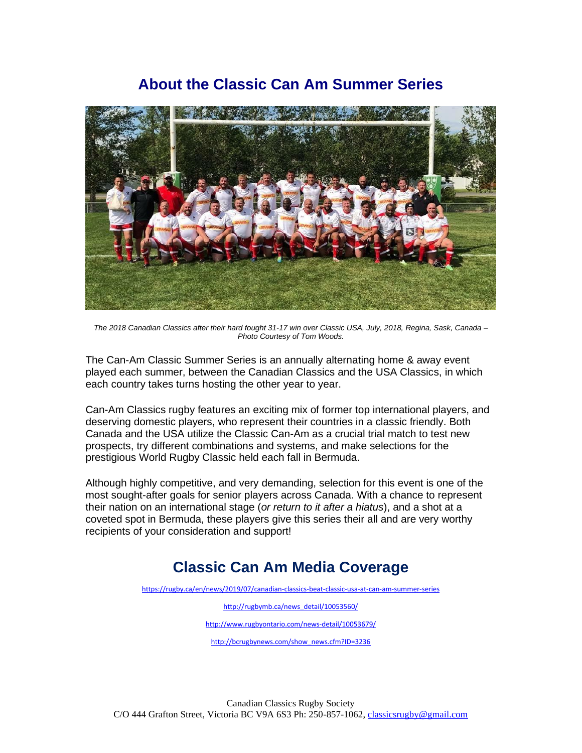# About the Classic Can Am Summer Series

*The 2018 Canadian Classics after their hard fought 31-17 win over Classic USA, July, 2018, Regina, Sask, Canada – Photo Courtesy of Tom Woods.*

The Can-Am Classic Summer Series is an annually alternating home & away event played each summer, between the Canadian Classics and the USA Classics, in which each country takes turns hosting the other year to year.

Can-Am Classics rugby features an exciting mix of former top international players, and deserving domestic players, who represent their countries in a classic friendly. Both Canada and the USA utilize the Classic Can-Am as a crucial trial match to test new prospects, try different combinations and systems, and make selections for the prestigious World Rugby Classic held each fall in Bermuda.

Although highly competitive, and very demanding, selection for this event is one of the most sought-after goals for senior players across Canada. With a chance to represent their nation on an international stage (*or return to it after a hiatus*), and a shot at a coveted spot in Bermuda, these players give this series their all and are very worthy recipients of your consideration and support!

# Classic Can Am Media Coverage

https://rugby.ca/en/news/2019/07/canadian-classics-beat-classic-usa-at-can-am-summer-series

http://rugbymb.ca/news_detail/10053560/

http://www.rugbyontario.com/news-detail/10053679/

http://bcrugbynews.com/show_news.cfm?ID=3236

Canadian Classics Rugby Society
C/O 444 Grafton Street, Victoria BC V9A 6S3 Ph: 250-857-1062, classicsrugby@gmail.com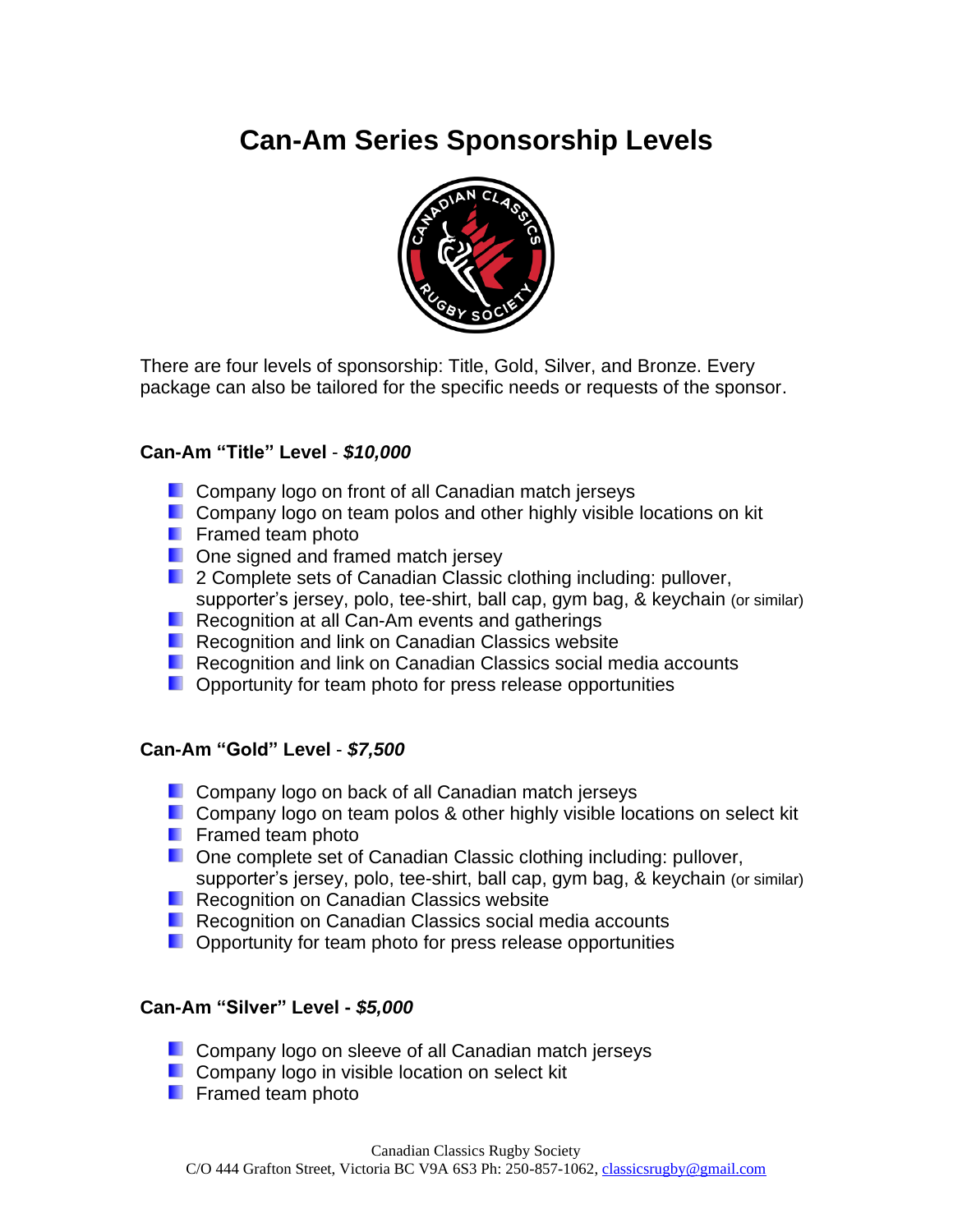# Can-Am Series Sponsorship Levels

There are four levels of sponsorship: Title, Gold, Silver, and Bronze. Every package can also be tailored for the specific needs or requests of the sponsor.

**Can-Am "Title" Level** - ***$10,000***

- Company logo on front of all Canadian match jerseys
- Company logo on team polos and other highly visible locations on kit
- Framed team photo
- One signed and framed match jersey
- 2 Complete sets of Canadian Classic clothing including: pullover, supporter's jersey, polo, tee-shirt, ball cap, gym bag, & keychain (or similar)
- Recognition at all Can-Am events and gatherings
- Recognition and link on Canadian Classics website
- Recognition and link on Canadian Classics social media accounts
- Opportunity for team photo for press release opportunities

**Can-Am "Gold" Level** - ***$7,500***

- Company logo on back of all Canadian match jerseys
- Company logo on team polos & other highly visible locations on select kit
- Framed team photo
- One complete set of Canadian Classic clothing including: pullover, supporter's jersey, polo, tee-shirt, ball cap, gym bag, & keychain (or similar)
- Recognition on Canadian Classics website
- Recognition on Canadian Classics social media accounts
- Opportunity for team photo for press release opportunities

**Can-Am "Silver" Level - *$5,000***

- Company logo on sleeve of all Canadian match jerseys
- Company logo in visible location on select kit
- Framed team photo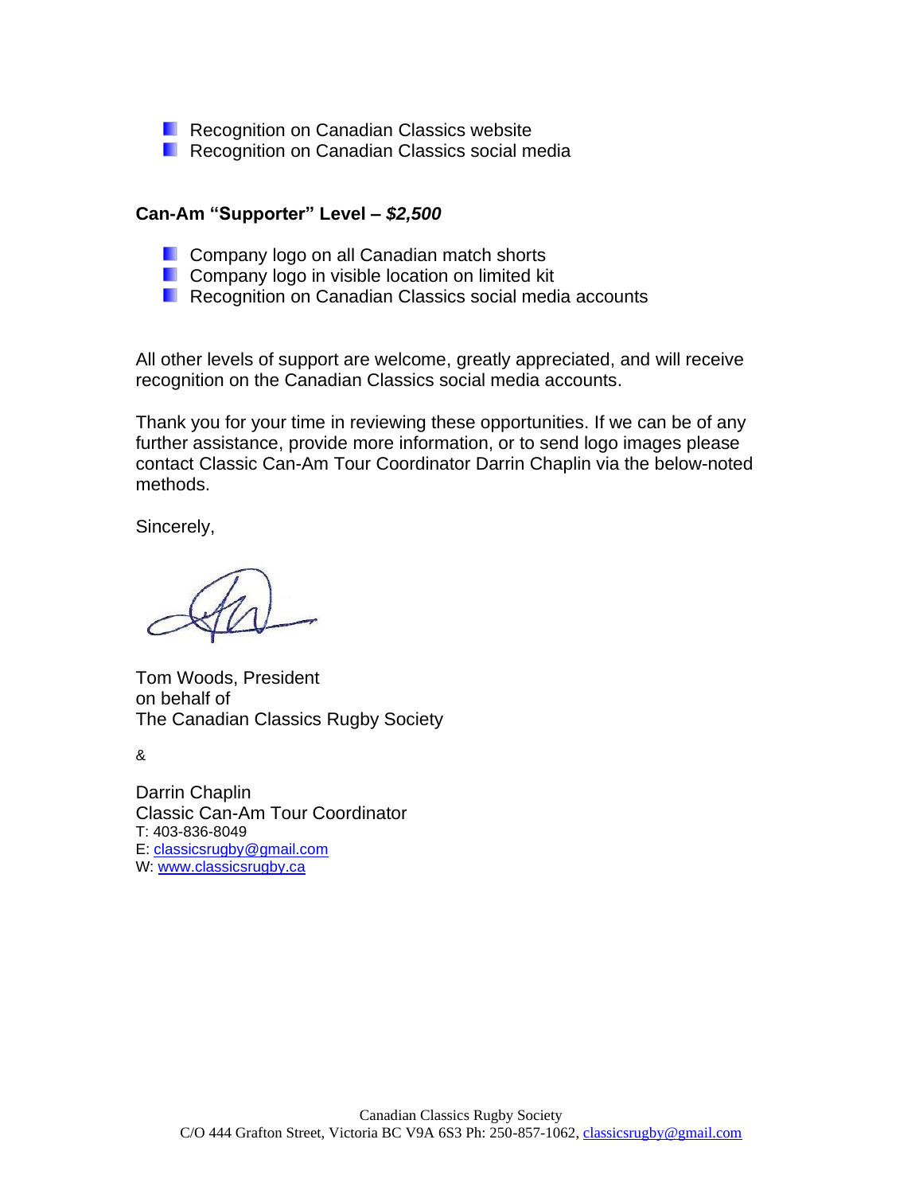- Recognition on Canadian Classics website
- Recognition on Canadian Classics social media

**Can-Am "Supporter" Level –** ***$2,500***

- Company logo on all Canadian match shorts
- Company logo in visible location on limited kit
- Recognition on Canadian Classics social media accounts

All other levels of support are welcome, greatly appreciated, and will receive recognition on the Canadian Classics social media accounts.

Thank you for your time in reviewing these opportunities. If we can be of any further assistance, provide more information, or to send logo images please contact Classic Can-Am Tour Coordinator Darrin Chaplin via the below-noted methods.

Sincerely,

Tom Woods, President
on behalf of
The Canadian Classics Rugby Society

&

Darrin Chaplin
Classic Can-Am Tour Coordinator
T: 403-836-8049
E: classicsrugby@gmail.com
W: www.classicsrugby.ca

Canadian Classics Rugby Society
C/O 444 Grafton Street, Victoria BC V9A 6S3 Ph: 250-857-1062, classicsrugby@gmail.com